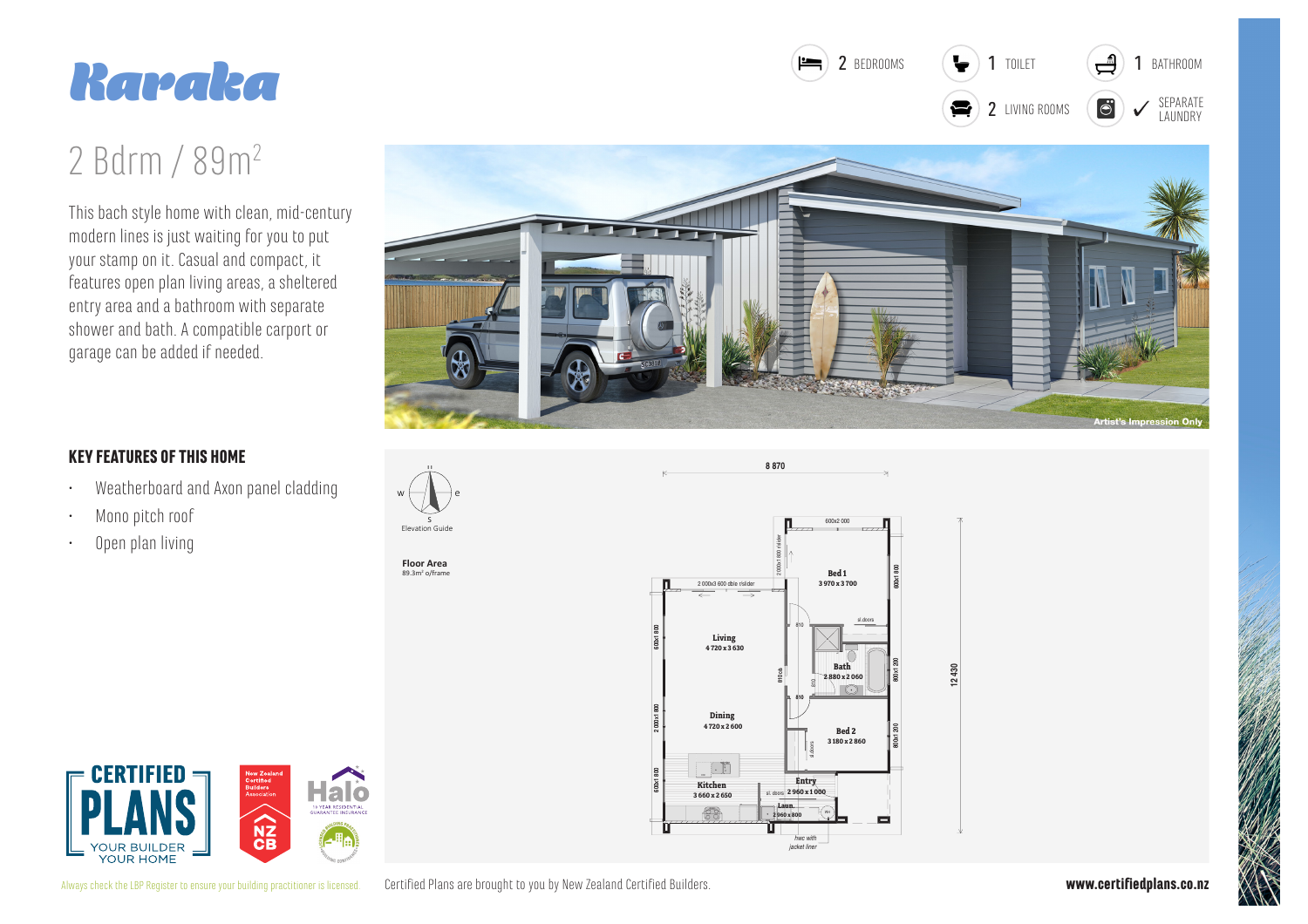# Karaka

## 2 Bdrm / 89m²

- 2 BEDROOMS
- 1 TOILET
- 1 BATHROOM
- 2 LIVING ROOMS
- ✓ SEPARATE LAUNDRY

This bach style home with clean, mid-century modern lines is just waiting for you to put your stamp on it. Casual and compact, it features open plan living areas, a sheltered entry area and a bathroom with separate shower and bath. A compatible carport or garage can be added if needed.

Artist's Impression Only

### KEY FEATURES OF THIS HOME

- Weatherboard and Axon panel cladding
- Mono pitch roof
- Open plan living

Elevation Guide

**Floor Area**
89.3m² o/frame

8 870

12 430

**Bed 1**
3 970 x 3 700

**Living**
4 720 x 3 630

**Bath**
2 880 x 2 060

**Dining**
4 720 x 2 600

**Bed 2**
3 180 x 2 860

**Entry**
2 960 x 1 000

**Kitchen**
3 660 x 2 650

**Laun.**
2 960 x 800

hwc with jacket liner

CERTIFIED PLANS — YOUR BUILDER YOUR HOME

Always check the LBP Register to ensure your building practitioner is licensed.

Certified Plans are brought to you by New Zealand Certified Builders.

**www.certifiedplans.co.nz**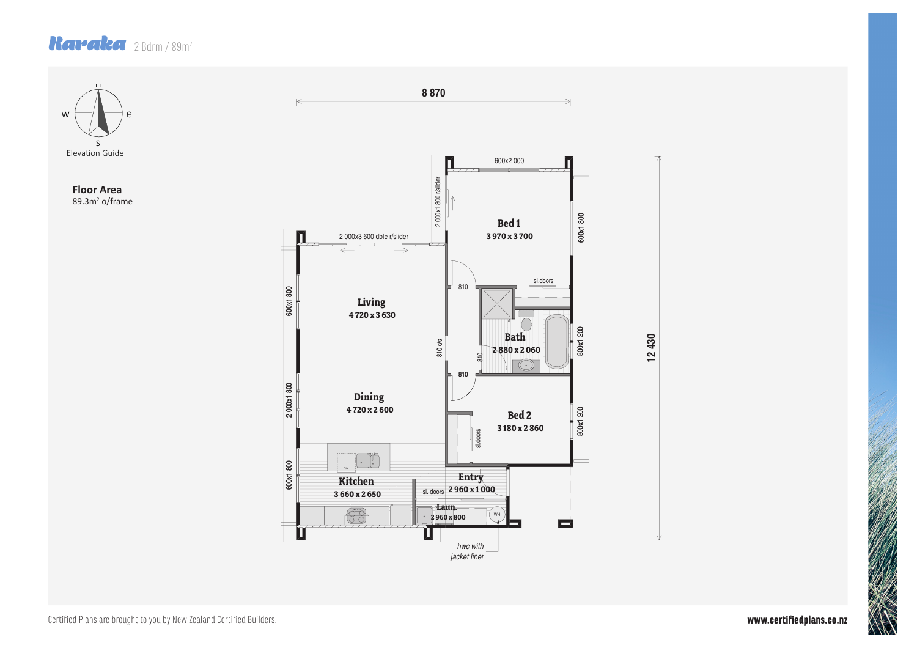# Karaka 2 Bdrm / 89m²

Elevation Guide

N
W
E
S

**Floor Area**
89.3m² o/frame

8 870

12 430

600x2 000

2 000x1 800 r/slider

2 000x3 600 dble r/slider

**Bed 1**
**3 970 x 3 700**

600x1 800

sl.doors

810

**Living**
**4 720 x 3 630**

600x1 800

810 d's

**Bath**
**2 880 x 2 060**

810

800x1 200

810

**Dining**
**4 720 x 2 600**

2 000x1 800

**Bed 2**
**3 180 x 2 860**

800x1 200

sl.doors

600x1 800

**Kitchen**
**3 660 x 2 650**

**Entry**
**2 960 x 1 000**

sl. doors

**Laun.**
**2 960 x 800**

WH

DW

*hwc with jacket liner*

Certified Plans are brought to you by New Zealand Certified Builders.

**www.certifiedplans.co.nz**